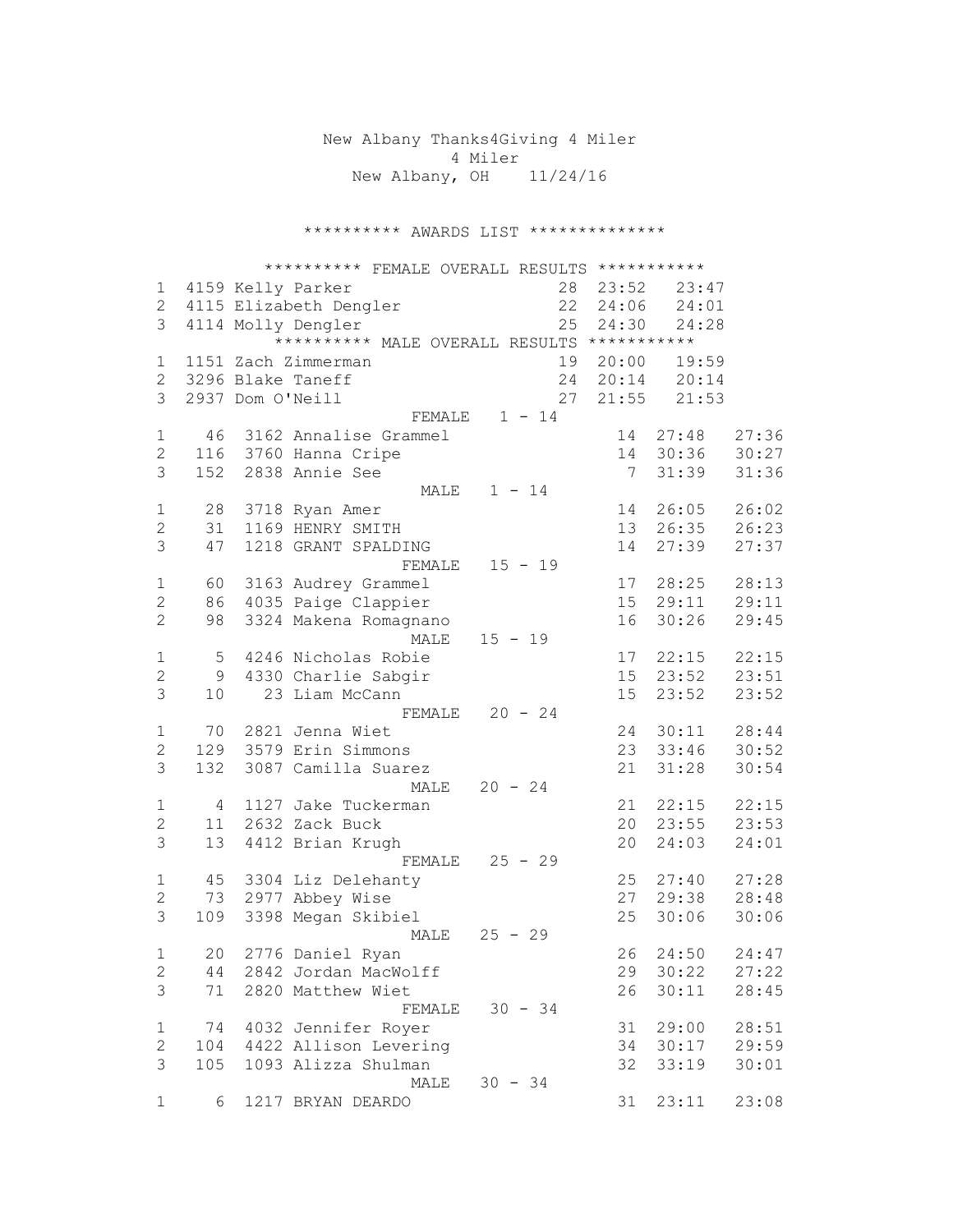New Albany Thanks4Giving 4 Miler
4 Miler
New Albany, OH 11/24/16

********** AWARDS LIST **************

********** FEMALE OVERALL RESULTS ***********

| Place | Bib | Name | Age | Gun Time | Net Time |
|---|---|---|---|---|---|
| 1 | 4159 | Kelly Parker | 28 | 23:52 | 23:47 |
| 2 | 4115 | Elizabeth Dengler | 22 | 24:06 | 24:01 |
| 3 | 4114 | Molly Dengler | 25 | 24:30 | 24:28 |

********** MALE OVERALL RESULTS ***********

| Place | Bib | Name | Age | Gun Time | Net Time |
|---|---|---|---|---|---|
| 1 | 1151 | Zach Zimmerman | 19 | 20:00 | 19:59 |
| 2 | 3296 | Blake Taneff | 24 | 20:14 | 20:14 |
| 3 | 2937 | Dom O'Neill | 27 | 21:55 | 21:53 |

| Place | Overall | Bib | Name | Age | Gun Time | Net Time |
|---|---|---|---|---|---|---|
| | | | FEMALE 1 - 14 | | | |
| 1 | 46 | 3162 | Annalise Grammel | 14 | 27:48 | 27:36 |
| 2 | 116 | 3760 | Hanna Cripe | 14 | 30:36 | 30:27 |
| 3 | 152 | 2838 | Annie See | 7 | 31:39 | 31:36 |
| | | | MALE 1 - 14 | | | |
| 1 | 28 | 3718 | Ryan Amer | 14 | 26:05 | 26:02 |
| 2 | 31 | 1169 | HENRY SMITH | 13 | 26:35 | 26:23 |
| 3 | 47 | 1218 | GRANT SPALDING | 14 | 27:39 | 27:37 |
| | | | FEMALE 15 - 19 | | | |
| 1 | 60 | 3163 | Audrey Grammel | 17 | 28:25 | 28:13 |
| 2 | 86 | 4035 | Paige Clappier | 15 | 29:11 | 29:11 |
| 2 | 98 | 3324 | Makena Romagnano | 16 | 30:26 | 29:45 |
| | | | MALE 15 - 19 | | | |
| 1 | 5 | 4246 | Nicholas Robie | 17 | 22:15 | 22:15 |
| 2 | 9 | 4330 | Charlie Sabgir | 15 | 23:52 | 23:51 |
| 3 | 10 | 23 | Liam McCann | 15 | 23:52 | 23:52 |
| | | | FEMALE 20 - 24 | | | |
| 1 | 70 | 2821 | Jenna Wiet | 24 | 30:11 | 28:44 |
| 2 | 129 | 3579 | Erin Simmons | 23 | 33:46 | 30:52 |
| 3 | 132 | 3087 | Camilla Suarez | 21 | 31:28 | 30:54 |
| | | | MALE 20 - 24 | | | |
| 1 | 4 | 1127 | Jake Tuckerman | 21 | 22:15 | 22:15 |
| 2 | 11 | 2632 | Zack Buck | 20 | 23:55 | 23:53 |
| 3 | 13 | 4412 | Brian Krugh | 20 | 24:03 | 24:01 |
| | | | FEMALE 25 - 29 | | | |
| 1 | 45 | 3304 | Liz Delehanty | 25 | 27:40 | 27:28 |
| 2 | 73 | 2977 | Abbey Wise | 27 | 29:38 | 28:48 |
| 3 | 109 | 3398 | Megan Skibiel | 25 | 30:06 | 30:06 |
| | | | MALE 25 - 29 | | | |
| 1 | 20 | 2776 | Daniel Ryan | 26 | 24:50 | 24:47 |
| 2 | 44 | 2842 | Jordan MacWolff | 29 | 30:22 | 27:22 |
| 3 | 71 | 2820 | Matthew Wiet | 26 | 30:11 | 28:45 |
| | | | FEMALE 30 - 34 | | | |
| 1 | 74 | 4032 | Jennifer Royer | 31 | 29:00 | 28:51 |
| 2 | 104 | 4422 | Allison Levering | 34 | 30:17 | 29:59 |
| 3 | 105 | 1093 | Alizza Shulman | 32 | 33:19 | 30:01 |
| | | | MALE 30 - 34 | | | |
| 1 | 6 | 1217 | BRYAN DEARDO | 31 | 23:11 | 23:08 |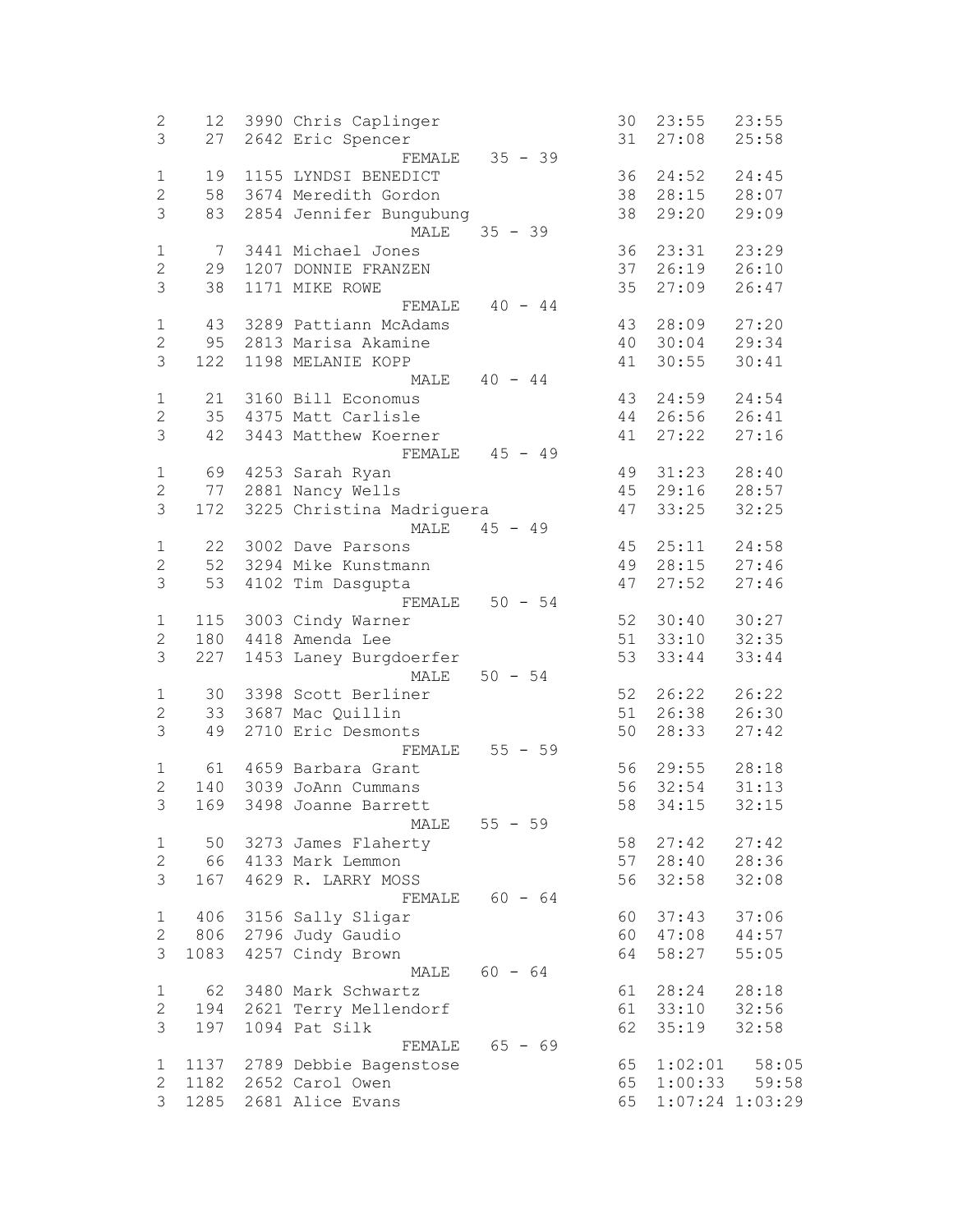| Place | Overall | Bib | Name | Age | Gun Time | Net Time |
|---|---|---|---|---|---|---|
| 2 | 12 | 3990 | Chris Caplinger | 30 | 23:55 | 23:55 |
| 3 | 27 | 2642 | Eric Spencer | 31 | 27:08 | 25:58 |
| | | | FEMALE 35 - 39 | | | |
| 1 | 19 | 1155 | LYNDSI BENEDICT | 36 | 24:52 | 24:45 |
| 2 | 58 | 3674 | Meredith Gordon | 38 | 28:15 | 28:07 |
| 3 | 83 | 2854 | Jennifer Bungubung | 38 | 29:20 | 29:09 |
| | | | MALE 35 - 39 | | | |
| 1 | 7 | 3441 | Michael Jones | 36 | 23:31 | 23:29 |
| 2 | 29 | 1207 | DONNIE FRANZEN | 37 | 26:19 | 26:10 |
| 3 | 38 | 1171 | MIKE ROWE | 35 | 27:09 | 26:47 |
| | | | FEMALE 40 - 44 | | | |
| 1 | 43 | 3289 | Pattiann McAdams | 43 | 28:09 | 27:20 |
| 2 | 95 | 2813 | Marisa Akamine | 40 | 30:04 | 29:34 |
| 3 | 122 | 1198 | MELANIE KOPP | 41 | 30:55 | 30:41 |
| | | | MALE 40 - 44 | | | |
| 1 | 21 | 3160 | Bill Economus | 43 | 24:59 | 24:54 |
| 2 | 35 | 4375 | Matt Carlisle | 44 | 26:56 | 26:41 |
| 3 | 42 | 3443 | Matthew Koerner | 41 | 27:22 | 27:16 |
| | | | FEMALE 45 - 49 | | | |
| 1 | 69 | 4253 | Sarah Ryan | 49 | 31:23 | 28:40 |
| 2 | 77 | 2881 | Nancy Wells | 45 | 29:16 | 28:57 |
| 3 | 172 | 3225 | Christina Madriguera | 47 | 33:25 | 32:25 |
| | | | MALE 45 - 49 | | | |
| 1 | 22 | 3002 | Dave Parsons | 45 | 25:11 | 24:58 |
| 2 | 52 | 3294 | Mike Kunstmann | 49 | 28:15 | 27:46 |
| 3 | 53 | 4102 | Tim Dasgupta | 47 | 27:52 | 27:46 |
| | | | FEMALE 50 - 54 | | | |
| 1 | 115 | 3003 | Cindy Warner | 52 | 30:40 | 30:27 |
| 2 | 180 | 4418 | Amenda Lee | 51 | 33:10 | 32:35 |
| 3 | 227 | 1453 | Laney Burgdoerfer | 53 | 33:44 | 33:44 |
| | | | MALE 50 - 54 | | | |
| 1 | 30 | 3398 | Scott Berliner | 52 | 26:22 | 26:22 |
| 2 | 33 | 3687 | Mac Quillin | 51 | 26:38 | 26:30 |
| 3 | 49 | 2710 | Eric Desmonts | 50 | 28:33 | 27:42 |
| | | | FEMALE 55 - 59 | | | |
| 1 | 61 | 4659 | Barbara Grant | 56 | 29:55 | 28:18 |
| 2 | 140 | 3039 | JoAnn Cummans | 56 | 32:54 | 31:13 |
| 3 | 169 | 3498 | Joanne Barrett | 58 | 34:15 | 32:15 |
| | | | MALE 55 - 59 | | | |
| 1 | 50 | 3273 | James Flaherty | 58 | 27:42 | 27:42 |
| 2 | 66 | 4133 | Mark Lemmon | 57 | 28:40 | 28:36 |
| 3 | 167 | 4629 | R. LARRY MOSS | 56 | 32:58 | 32:08 |
| | | | FEMALE 60 - 64 | | | |
| 1 | 406 | 3156 | Sally Sligar | 60 | 37:43 | 37:06 |
| 2 | 806 | 2796 | Judy Gaudio | 60 | 47:08 | 44:57 |
| 3 | 1083 | 4257 | Cindy Brown | 64 | 58:27 | 55:05 |
| | | | MALE 60 - 64 | | | |
| 1 | 62 | 3480 | Mark Schwartz | 61 | 28:24 | 28:18 |
| 2 | 194 | 2621 | Terry Mellendorf | 61 | 33:10 | 32:56 |
| 3 | 197 | 1094 | Pat Silk | 62 | 35:19 | 32:58 |
| | | | FEMALE 65 - 69 | | | |
| 1 | 1137 | 2789 | Debbie Bagenstose | 65 | 1:02:01 | 58:05 |
| 2 | 1182 | 2652 | Carol Owen | 65 | 1:00:33 | 59:58 |
| 3 | 1285 | 2681 | Alice Evans | 65 | 1:07:24 | 1:03:29 |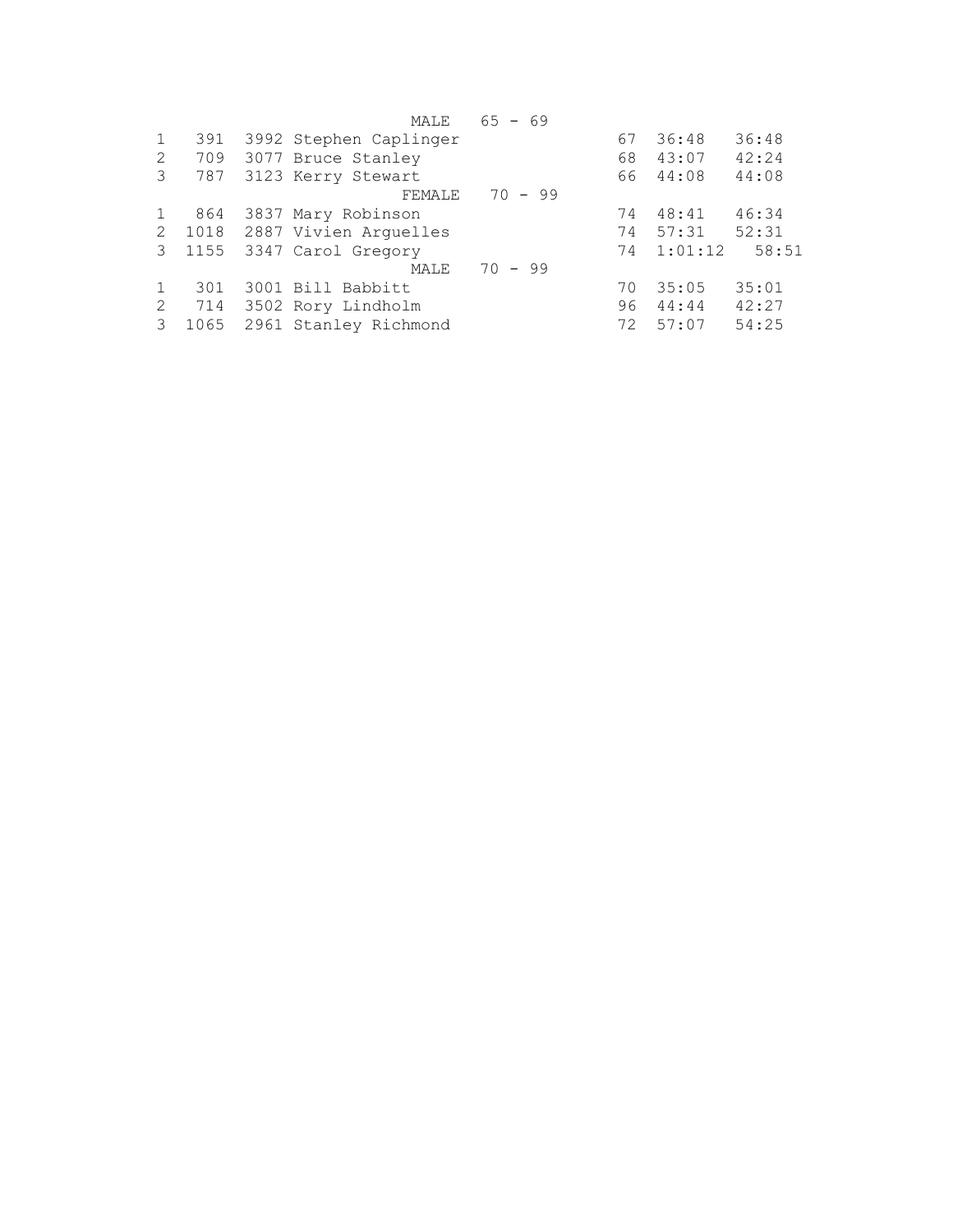| | | | | | | |
|---|---|---|---|---|---|---|
| | | | MALE 65 - 69 | | | |
| 1 | 391 | 3992 | Stephen Caplinger | 67 | 36:48 | 36:48 |
| 2 | 709 | 3077 | Bruce Stanley | 68 | 43:07 | 42:24 |
| 3 | 787 | 3123 | Kerry Stewart | 66 | 44:08 | 44:08 |
| | | | FEMALE 70 - 99 | | | |
| 1 | 864 | 3837 | Mary Robinson | 74 | 48:41 | 46:34 |
| 2 | 1018 | 2887 | Vivien Arguelles | 74 | 57:31 | 52:31 |
| 3 | 1155 | 3347 | Carol Gregory | 74 | 1:01:12 | 58:51 |
| | | | MALE 70 - 99 | | | |
| 1 | 301 | 3001 | Bill Babbitt | 70 | 35:05 | 35:01 |
| 2 | 714 | 3502 | Rory Lindholm | 96 | 44:44 | 42:27 |
| 3 | 1065 | 2961 | Stanley Richmond | 72 | 57:07 | 54:25 |